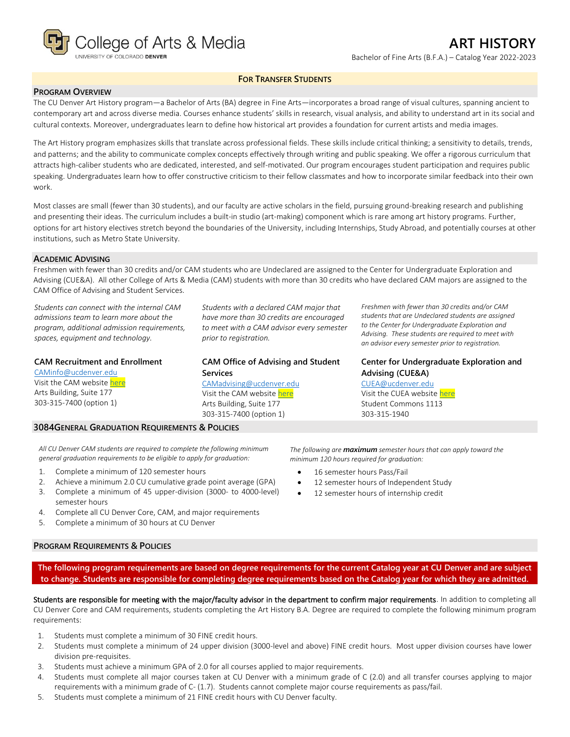College of Arts & Media
UNIVERSITY OF COLORADO DENVER

# ART HISTORY

Bachelor of Fine Arts (B.F.A.) – Catalog Year 2022-2023

**FOR TRANSFER STUDENTS**

## PROGRAM OVERVIEW

The CU Denver Art History program—a Bachelor of Arts (BA) degree in Fine Arts—incorporates a broad range of visual cultures, spanning ancient to contemporary art and across diverse media. Courses enhance students' skills in research, visual analysis, and ability to understand art in its social and cultural contexts. Moreover, undergraduates learn to define how historical art provides a foundation for current artists and media images.

The Art History program emphasizes skills that translate across professional fields. These skills include critical thinking; a sensitivity to details, trends, and patterns; and the ability to communicate complex concepts effectively through writing and public speaking. We offer a rigorous curriculum that attracts high-caliber students who are dedicated, interested, and self-motivated. Our program encourages student participation and requires public speaking. Undergraduates learn how to offer constructive criticism to their fellow classmates and how to incorporate similar feedback into their own work.

Most classes are small (fewer than 30 students), and our faculty are active scholars in the field, pursuing ground-breaking research and publishing and presenting their ideas. The curriculum includes a built-in studio (art-making) component which is rare among art history programs. Further, options for art history electives stretch beyond the boundaries of the University, including Internships, Study Abroad, and potentially courses at other institutions, such as Metro State University.

## ACADEMIC ADVISING

Freshmen with fewer than 30 credits and/or CAM students who are Undeclared are assigned to the Center for Undergraduate Exploration and Advising (CUE&A). All other College of Arts & Media (CAM) students with more than 30 credits who have declared CAM majors are assigned to the CAM Office of Advising and Student Services.

*Students can connect with the internal CAM admissions team to learn more about the program, additional admission requirements, spaces, equipment and technology.*

**CAM Recruitment and Enrollment**
CAMinfo@ucdenver.edu
Visit the CAM website here
Arts Building, Suite 177
303-315-7400 (option 1)

*Students with a declared CAM major that have more than 30 credits are encouraged to meet with a CAM advisor every semester prior to registration.*

**CAM Office of Advising and Student Services**
CAMadvising@ucdenver.edu
Visit the CAM website here
Arts Building, Suite 177
303-315-7400 (option 1)

*Freshmen with fewer than 30 credits and/or CAM students that are Undeclared students are assigned to the Center for Undergraduate Exploration and Advising. These students are required to meet with an advisor every semester prior to registration.*

**Center for Undergraduate Exploration and Advising (CUE&A)**
CUEA@ucdenver.edu
Visit the CUEA website here
Student Commons 1113
303-315-1940

## 3084GENERAL GRADUATION REQUIREMENTS & POLICIES

*All CU Denver CAM students are required to complete the following minimum general graduation requirements to be eligible to apply for graduation:*

1. Complete a minimum of 120 semester hours
2. Achieve a minimum 2.0 CU cumulative grade point average (GPA)
3. Complete a minimum of 45 upper-division (3000- to 4000-level) semester hours
4. Complete all CU Denver Core, CAM, and major requirements
5. Complete a minimum of 30 hours at CU Denver

*The following are **maximum** semester hours that can apply toward the minimum 120 hours required for graduation:*

- 16 semester hours Pass/Fail
- 12 semester hours of Independent Study
- 12 semester hours of internship credit

## PROGRAM REQUIREMENTS & POLICIES

**The following program requirements are based on degree requirements for the current Catalog year at CU Denver and are subject to change. Students are responsible for completing degree requirements based on the Catalog year for which they are admitted.**

**Students are responsible for meeting with the major/faculty advisor in the department to confirm major requirements**. In addition to completing all CU Denver Core and CAM requirements, students completing the Art History B.A. Degree are required to complete the following minimum program requirements:

1. Students must complete a minimum of 30 FINE credit hours.
2. Students must complete a minimum of 24 upper division (3000-level and above) FINE credit hours. Most upper division courses have lower division pre-requisites.
3. Students must achieve a minimum GPA of 2.0 for all courses applied to major requirements.
4. Students must complete all major courses taken at CU Denver with a minimum grade of C (2.0) and all transfer courses applying to major requirements with a minimum grade of C- (1.7). Students cannot complete major course requirements as pass/fail.
5. Students must complete a minimum of 21 FINE credit hours with CU Denver faculty.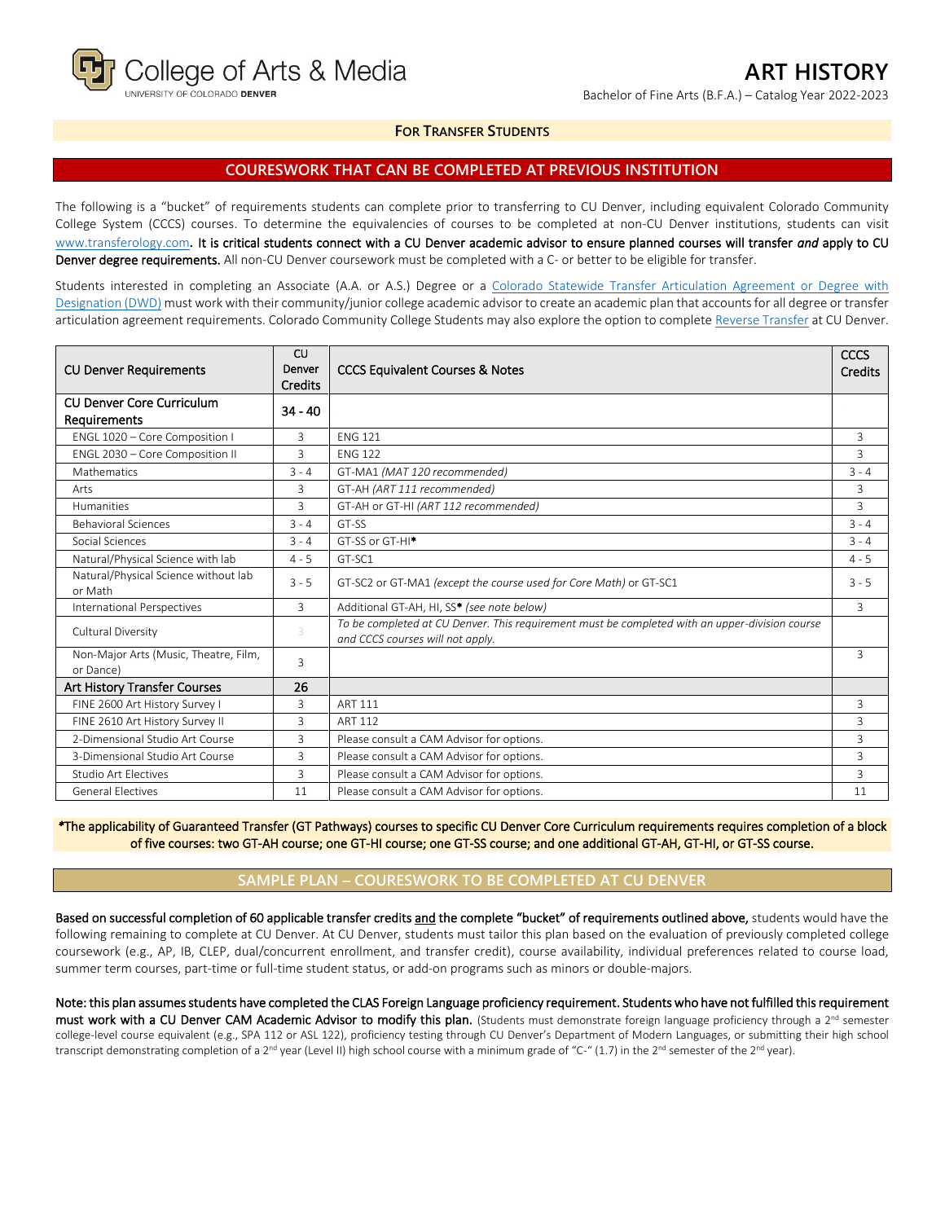College of Arts & Media
UNIVERSITY OF COLORADO DENVER

# ART HISTORY

Bachelor of Fine Arts (B.F.A.) – Catalog Year 2022-2023

**FOR TRANSFER STUDENTS**

## COURESWORK THAT CAN BE COMPLETED AT PREVIOUS INSTITUTION

The following is a "bucket" of requirements students can complete prior to transferring to CU Denver, including equivalent Colorado Community College System (CCCS) courses. To determine the equivalencies of courses to be completed at non-CU Denver institutions, students can visit www.transferology.com. **It is critical students connect with a CU Denver academic advisor to ensure planned courses will transfer *and* apply to CU Denver degree requirements.** All non-CU Denver coursework must be completed with a C- or better to be eligible for transfer.

Students interested in completing an Associate (A.A. or A.S.) Degree or a Colorado Statewide Transfer Articulation Agreement or Degree with Designation (DWD) must work with their community/junior college academic advisor to create an academic plan that accounts for all degree or transfer articulation agreement requirements. Colorado Community College Students may also explore the option to complete Reverse Transfer at CU Denver.

| CU Denver Requirements | CU Denver Credits | CCCS Equivalent Courses & Notes | CCCS Credits |
|---|---|---|---|
| **CU Denver Core Curriculum Requirements** | **34 - 40** | | |
| ENGL 1020 – Core Composition I | 3 | ENG 121 | 3 |
| ENGL 2030 – Core Composition II | 3 | ENG 122 | 3 |
| Mathematics | 3 - 4 | GT-MA1 *(MAT 120 recommended)* | 3 - 4 |
| Arts | 3 | GT-AH *(ART 111 recommended)* | 3 |
| Humanities | 3 | GT-AH or GT-HI *(ART 112 recommended)* | 3 |
| Behavioral Sciences | 3 - 4 | GT-SS | 3 - 4 |
| Social Sciences | 3 - 4 | GT-SS or GT-HI* | 3 - 4 |
| Natural/Physical Science with lab | 4 - 5 | GT-SC1 | 4 - 5 |
| Natural/Physical Science without lab or Math | 3 - 5 | GT-SC2 or GT-MA1 *(except the course used for Core Math)* or GT-SC1 | 3 - 5 |
| International Perspectives | 3 | Additional GT-AH, HI, SS* *(see note below)* | 3 |
| Cultural Diversity | 3 | *To be completed at CU Denver. This requirement must be completed with an upper-division course and CCCS courses will not apply.* | |
| Non-Major Arts (Music, Theatre, Film, or Dance) | 3 | | 3 |
| **Art History Transfer Courses** | **26** | | |
| FINE 2600 Art History Survey I | 3 | ART 111 | 3 |
| FINE 2610 Art History Survey II | 3 | ART 112 | 3 |
| 2-Dimensional Studio Art Course | 3 | Please consult a CAM Advisor for options. | 3 |
| 3-Dimensional Studio Art Course | 3 | Please consult a CAM Advisor for options. | 3 |
| Studio Art Electives | 3 | Please consult a CAM Advisor for options. | 3 |
| General Electives | 11 | Please consult a CAM Advisor for options. | 11 |

**\*The applicability of Guaranteed Transfer (GT Pathways) courses to specific CU Denver Core Curriculum requirements requires completion of a block of five courses: two GT-AH course; one GT-HI course; one GT-SS course; and one additional GT-AH, GT-HI, or GT-SS course.**

## SAMPLE PLAN – COURESWORK TO BE COMPLETED AT CU DENVER

**Based on successful completion of 60 applicable transfer credits and the complete "bucket" of requirements outlined above,** students would have the following remaining to complete at CU Denver. At CU Denver, students must tailor this plan based on the evaluation of previously completed college coursework (e.g., AP, IB, CLEP, dual/concurrent enrollment, and transfer credit), course availability, individual preferences related to course load, summer term courses, part-time or full-time student status, or add-on programs such as minors or double-majors.

**Note: this plan assumes students have completed the CLAS Foreign Language proficiency requirement. Students who have not fulfilled this requirement must work with a CU Denver CAM Academic Advisor to modify this plan.** (Students must demonstrate foreign language proficiency through a 2nd semester college-level course equivalent (e.g., SPA 112 or ASL 122), proficiency testing through CU Denver's Department of Modern Languages, or submitting their high school transcript demonstrating completion of a 2nd year (Level II) high school course with a minimum grade of "C-" (1.7) in the 2nd semester of the 2nd year).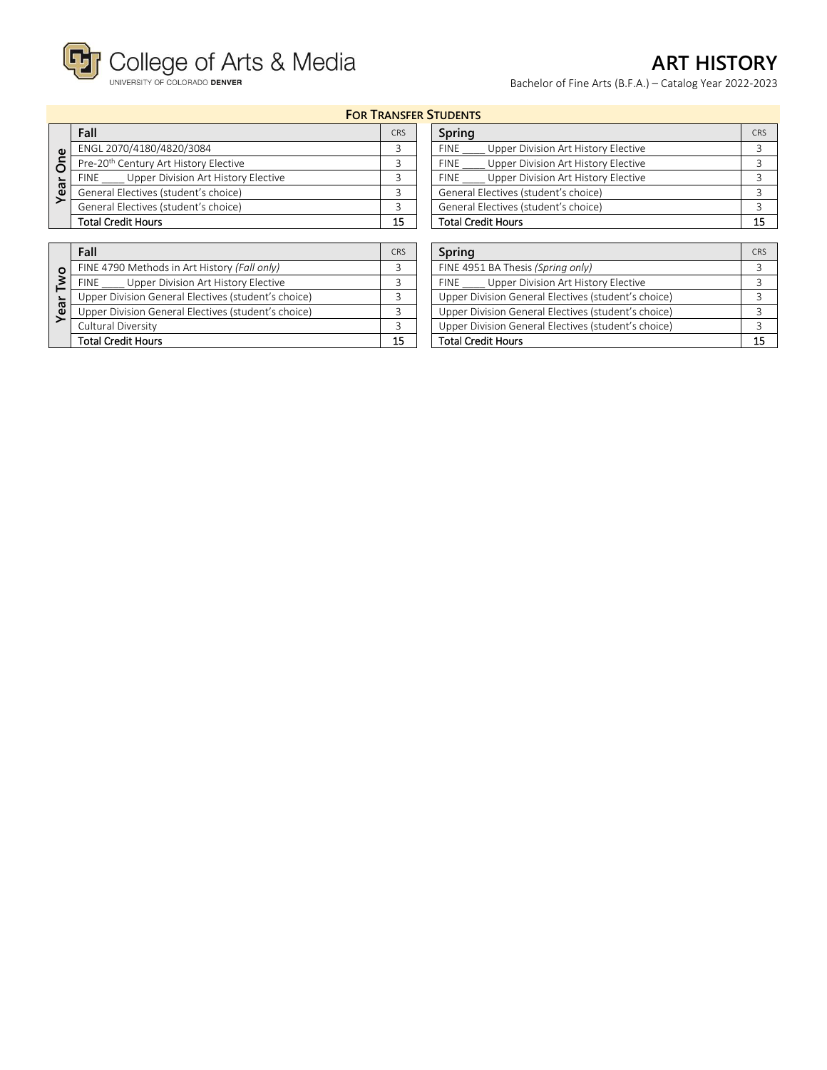# ART HISTORY

Bachelor of Fine Arts (B.F.A.) – Catalog Year 2022-2023

## FOR TRANSFER STUDENTS

**Year One**

| Fall | CRS | Spring | CRS |
|---|---|---|---|
| ENGL 2070/4180/4820/3084 | 3 | FINE ____ Upper Division Art History Elective | 3 |
| Pre-20th Century Art History Elective | 3 | FINE ____ Upper Division Art History Elective | 3 |
| FINE ____ Upper Division Art History Elective | 3 | FINE ____ Upper Division Art History Elective | 3 |
| General Electives (student's choice) | 3 | General Electives (student's choice) | 3 |
| General Electives (student's choice) | 3 | General Electives (student's choice) | 3 |
| **Total Credit Hours** | **15** | **Total Credit Hours** | **15** |

**Year Two**

| Fall | CRS | Spring | CRS |
|---|---|---|---|
| FINE 4790 Methods in Art History *(Fall only)* | 3 | FINE 4951 BA Thesis *(Spring only)* | 3 |
| FINE ____ Upper Division Art History Elective | 3 | FINE ____ Upper Division Art History Elective | 3 |
| Upper Division General Electives (student's choice) | 3 | Upper Division General Electives (student's choice) | 3 |
| Upper Division General Electives (student's choice) | 3 | Upper Division General Electives (student's choice) | 3 |
| Cultural Diversity | 3 | Upper Division General Electives (student's choice) | 3 |
| **Total Credit Hours** | **15** | **Total Credit Hours** | **15** |